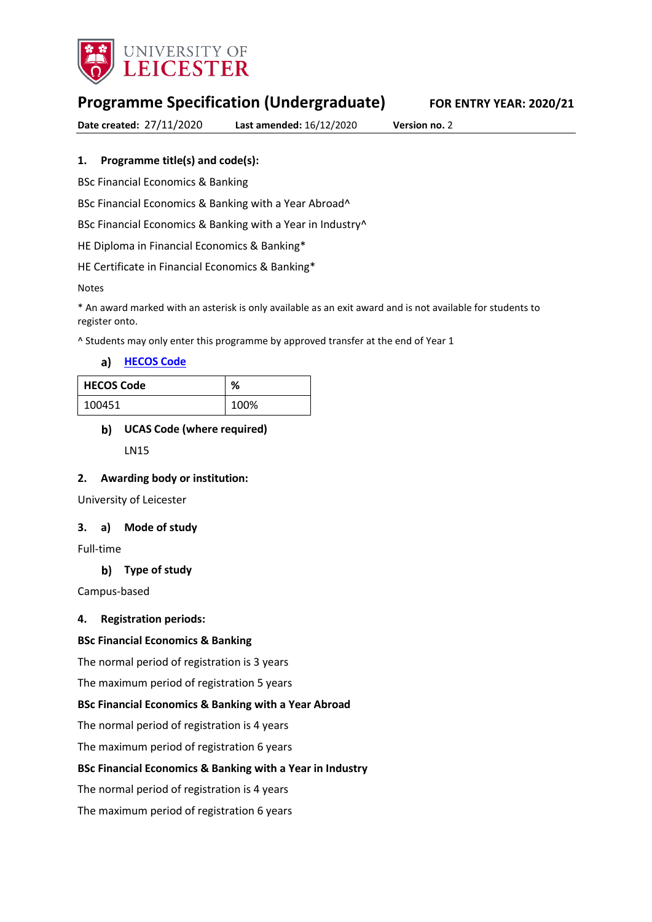UNIVERSITY OF LEICESTER

# Programme Specification (Undergraduate)

**FOR ENTRY YEAR: 2020/21**

**Date created:** 27/11/2020 **Last amended:** 16/12/2020 **Version no.** 2

## 1. Programme title(s) and code(s):

BSc Financial Economics & Banking

BSc Financial Economics & Banking with a Year Abroad^

BSc Financial Economics & Banking with a Year in Industry^

HE Diploma in Financial Economics & Banking*

HE Certificate in Financial Economics & Banking*

Notes

* An award marked with an asterisk is only available as an exit award and is not available for students to register onto.

^ Students may only enter this programme by approved transfer at the end of Year 1

### a) HECOS Code

| HECOS Code | % |
|---|---|
| 100451 | 100% |

### b) UCAS Code (where required)

LN15

## 2. Awarding body or institution:

University of Leicester

## 3. a) Mode of study

Full-time

### b) Type of study

Campus-based

## 4. Registration periods:

**BSc Financial Economics & Banking**

The normal period of registration is 3 years

The maximum period of registration 5 years

**BSc Financial Economics & Banking with a Year Abroad**

The normal period of registration is 4 years

The maximum period of registration 6 years

**BSc Financial Economics & Banking with a Year in Industry**

The normal period of registration is 4 years

The maximum period of registration 6 years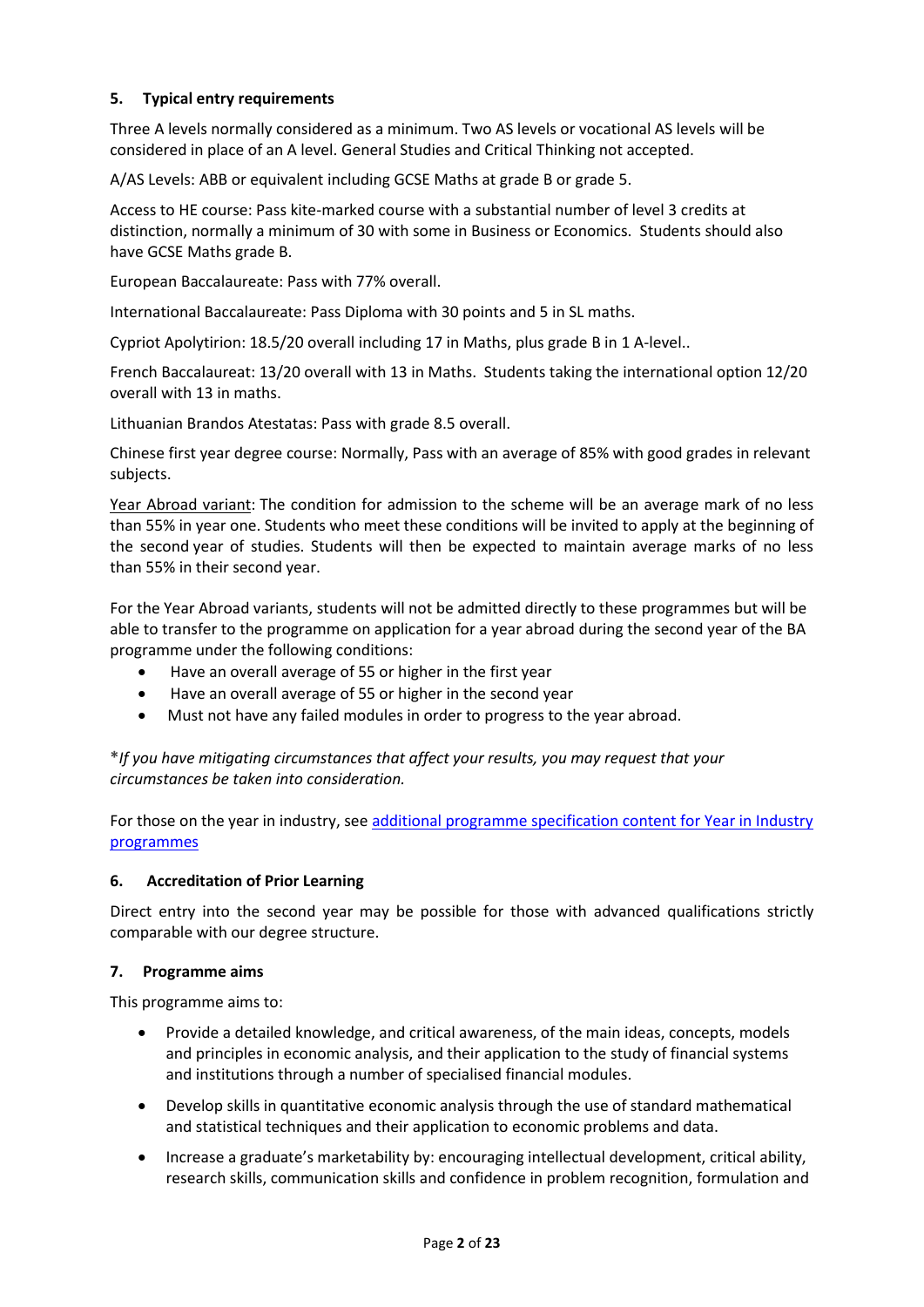## 5. Typical entry requirements

Three A levels normally considered as a minimum. Two AS levels or vocational AS levels will be considered in place of an A level. General Studies and Critical Thinking not accepted.

A/AS Levels: ABB or equivalent including GCSE Maths at grade B or grade 5.

Access to HE course: Pass kite-marked course with a substantial number of level 3 credits at distinction, normally a minimum of 30 with some in Business or Economics. Students should also have GCSE Maths grade B.

European Baccalaureate: Pass with 77% overall.

International Baccalaureate: Pass Diploma with 30 points and 5 in SL maths.

Cypriot Apolytirion: 18.5/20 overall including 17 in Maths, plus grade B in 1 A-level..

French Baccalaureat: 13/20 overall with 13 in Maths. Students taking the international option 12/20 overall with 13 in maths.

Lithuanian Brandos Atestatas: Pass with grade 8.5 overall.

Chinese first year degree course: Normally, Pass with an average of 85% with good grades in relevant subjects.

Year Abroad variant: The condition for admission to the scheme will be an average mark of no less than 55% in year one. Students who meet these conditions will be invited to apply at the beginning of the second year of studies. Students will then be expected to maintain average marks of no less than 55% in their second year.

For the Year Abroad variants, students will not be admitted directly to these programmes but will be able to transfer to the programme on application for a year abroad during the second year of the BA programme under the following conditions:

- Have an overall average of 55 or higher in the first year
- Have an overall average of 55 or higher in the second year
- Must not have any failed modules in order to progress to the year abroad.

\**If you have mitigating circumstances that affect your results, you may request that your circumstances be taken into consideration.*

For those on the year in industry, see [additional programme specification content for Year in Industry programmes]

## 6. Accreditation of Prior Learning

Direct entry into the second year may be possible for those with advanced qualifications strictly comparable with our degree structure.

## 7. Programme aims

This programme aims to:

- Provide a detailed knowledge, and critical awareness, of the main ideas, concepts, models and principles in economic analysis, and their application to the study of financial systems and institutions through a number of specialised financial modules.
- Develop skills in quantitative economic analysis through the use of standard mathematical and statistical techniques and their application to economic problems and data.
- Increase a graduate's marketability by: encouraging intellectual development, critical ability, research skills, communication skills and confidence in problem recognition, formulation and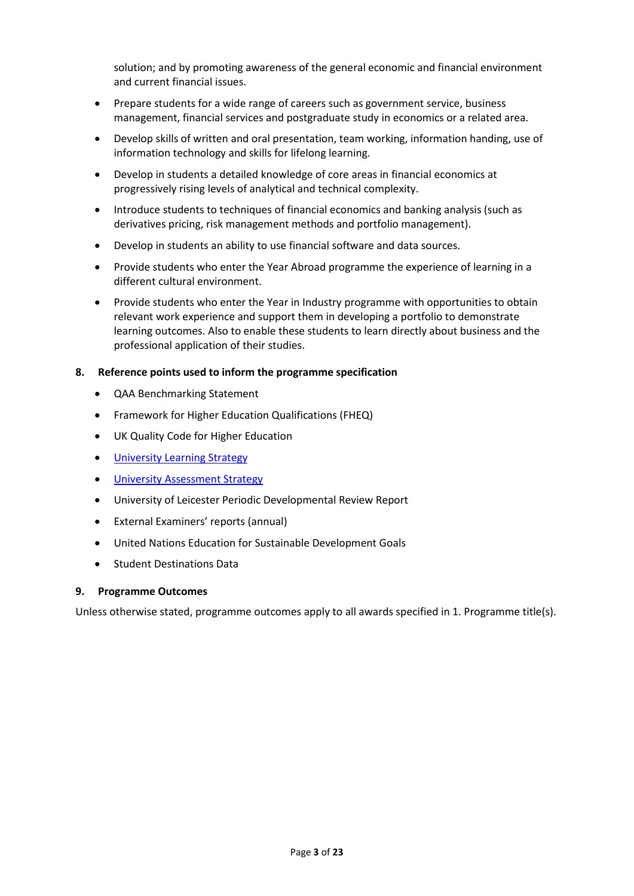solution; and by promoting awareness of the general economic and financial environment and current financial issues.

- Prepare students for a wide range of careers such as government service, business management, financial services and postgraduate study in economics or a related area.
- Develop skills of written and oral presentation, team working, information handing, use of information technology and skills for lifelong learning.
- Develop in students a detailed knowledge of core areas in financial economics at progressively rising levels of analytical and technical complexity.
- Introduce students to techniques of financial economics and banking analysis (such as derivatives pricing, risk management methods and portfolio management).
- Develop in students an ability to use financial software and data sources.
- Provide students who enter the Year Abroad programme the experience of learning in a different cultural environment.
- Provide students who enter the Year in Industry programme with opportunities to obtain relevant work experience and support them in developing a portfolio to demonstrate learning outcomes. Also to enable these students to learn directly about business and the professional application of their studies.

### 8. Reference points used to inform the programme specification

- QAA Benchmarking Statement
- Framework for Higher Education Qualifications (FHEQ)
- UK Quality Code for Higher Education
- University Learning Strategy
- University Assessment Strategy
- University of Leicester Periodic Developmental Review Report
- External Examiners' reports (annual)
- United Nations Education for Sustainable Development Goals
- Student Destinations Data

### 9. Programme Outcomes

Unless otherwise stated, programme outcomes apply to all awards specified in 1. Programme title(s).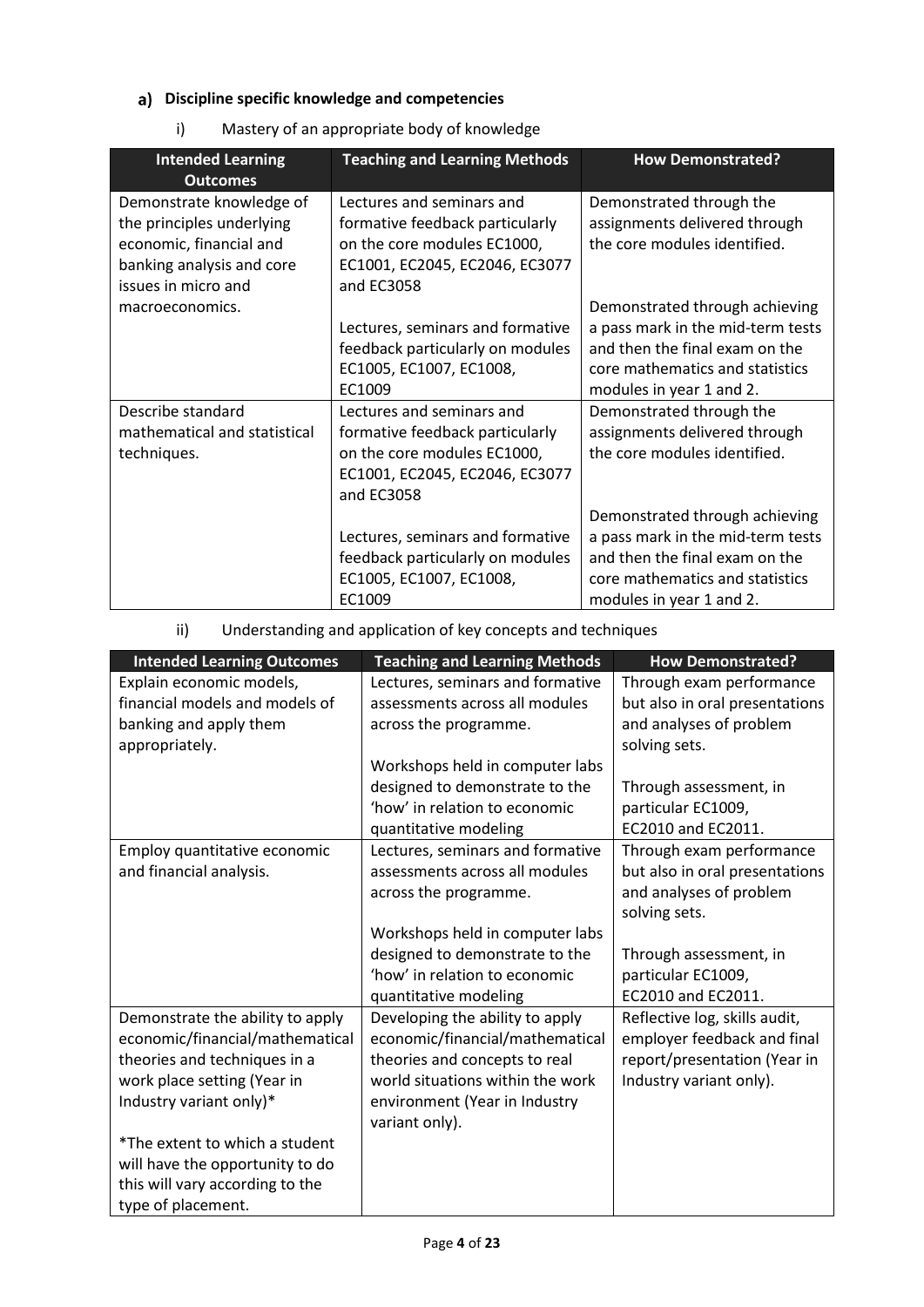## a) Discipline specific knowledge and competencies

i) Mastery of an appropriate body of knowledge

| Intended Learning Outcomes | Teaching and Learning Methods | How Demonstrated? |
|---|---|---|
| Demonstrate knowledge of the principles underlying economic, financial and banking analysis and core issues in micro and macroeconomics. | Lectures and seminars and formative feedback particularly on the core modules EC1000, EC1001, EC2045, EC2046, EC3077 and EC3058<br><br>Lectures, seminars and formative feedback particularly on modules EC1005, EC1007, EC1008, EC1009 | Demonstrated through the assignments delivered through the core modules identified.<br><br>Demonstrated through achieving a pass mark in the mid-term tests and then the final exam on the core mathematics and statistics modules in year 1 and 2. |
| Describe standard mathematical and statistical techniques. | Lectures and seminars and formative feedback particularly on the core modules EC1000, EC1001, EC2045, EC2046, EC3077 and EC3058<br><br>Lectures, seminars and formative feedback particularly on modules EC1005, EC1007, EC1008, EC1009 | Demonstrated through the assignments delivered through the core modules identified.<br><br>Demonstrated through achieving a pass mark in the mid-term tests and then the final exam on the core mathematics and statistics modules in year 1 and 2. |

ii) Understanding and application of key concepts and techniques

| Intended Learning Outcomes | Teaching and Learning Methods | How Demonstrated? |
|---|---|---|
| Explain economic models, financial models and models of banking and apply them appropriately. | Lectures, seminars and formative assessments across all modules across the programme.<br><br>Workshops held in computer labs designed to demonstrate to the 'how' in relation to economic quantitative modeling | Through exam performance but also in oral presentations and analyses of problem solving sets.<br><br>Through assessment, in particular EC1009, EC2010 and EC2011. |
| Employ quantitative economic and financial analysis. | Lectures, seminars and formative assessments across all modules across the programme.<br><br>Workshops held in computer labs designed to demonstrate to the 'how' in relation to economic quantitative modeling | Through exam performance but also in oral presentations and analyses of problem solving sets.<br><br>Through assessment, in particular EC1009, EC2010 and EC2011. |
| Demonstrate the ability to apply economic/financial/mathematical theories and techniques in a work place setting (Year in Industry variant only)*<br><br>*The extent to which a student will have the opportunity to do this will vary according to the type of placement. | Developing the ability to apply economic/financial/mathematical theories and concepts to real world situations within the work environment (Year in Industry variant only). | Reflective log, skills audit, employer feedback and final report/presentation (Year in Industry variant only). |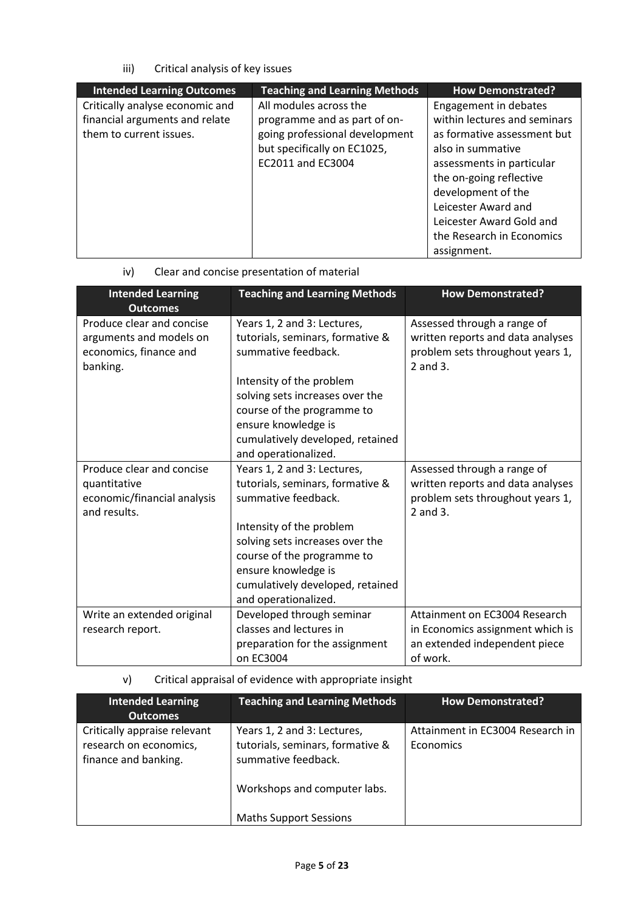iii) Critical analysis of key issues

| Intended Learning Outcomes | Teaching and Learning Methods | How Demonstrated? |
|---|---|---|
| Critically analyse economic and financial arguments and relate them to current issues. | All modules across the programme and as part of on-going professional development but specifically on EC1025, EC2011 and EC3004 | Engagement in debates within lectures and seminars as formative assessment but also in summative assessments in particular the on-going reflective development of the Leicester Award and Leicester Award Gold and the Research in Economics assignment. |

iv) Clear and concise presentation of material

| Intended Learning Outcomes | Teaching and Learning Methods | How Demonstrated? |
|---|---|---|
| Produce clear and concise arguments and models on economics, finance and banking. | Years 1, 2 and 3: Lectures, tutorials, seminars, formative & summative feedback.<br><br>Intensity of the problem solving sets increases over the course of the programme to ensure knowledge is cumulatively developed, retained and operationalized. | Assessed through a range of written reports and data analyses problem sets throughout years 1, 2 and 3. |
| Produce clear and concise quantitative economic/financial analysis and results. | Years 1, 2 and 3: Lectures, tutorials, seminars, formative & summative feedback.<br><br>Intensity of the problem solving sets increases over the course of the programme to ensure knowledge is cumulatively developed, retained and operationalized. | Assessed through a range of written reports and data analyses problem sets throughout years 1, 2 and 3. |
| Write an extended original research report. | Developed through seminar classes and lectures in preparation for the assignment on EC3004 | Attainment on EC3004 Research in Economics assignment which is an extended independent piece of work. |

v) Critical appraisal of evidence with appropriate insight

| Intended Learning Outcomes | Teaching and Learning Methods | How Demonstrated? |
|---|---|---|
| Critically appraise relevant research on economics, finance and banking. | Years 1, 2 and 3: Lectures, tutorials, seminars, formative & summative feedback.<br><br>Workshops and computer labs.<br><br>Maths Support Sessions | Attainment in EC3004 Research in Economics |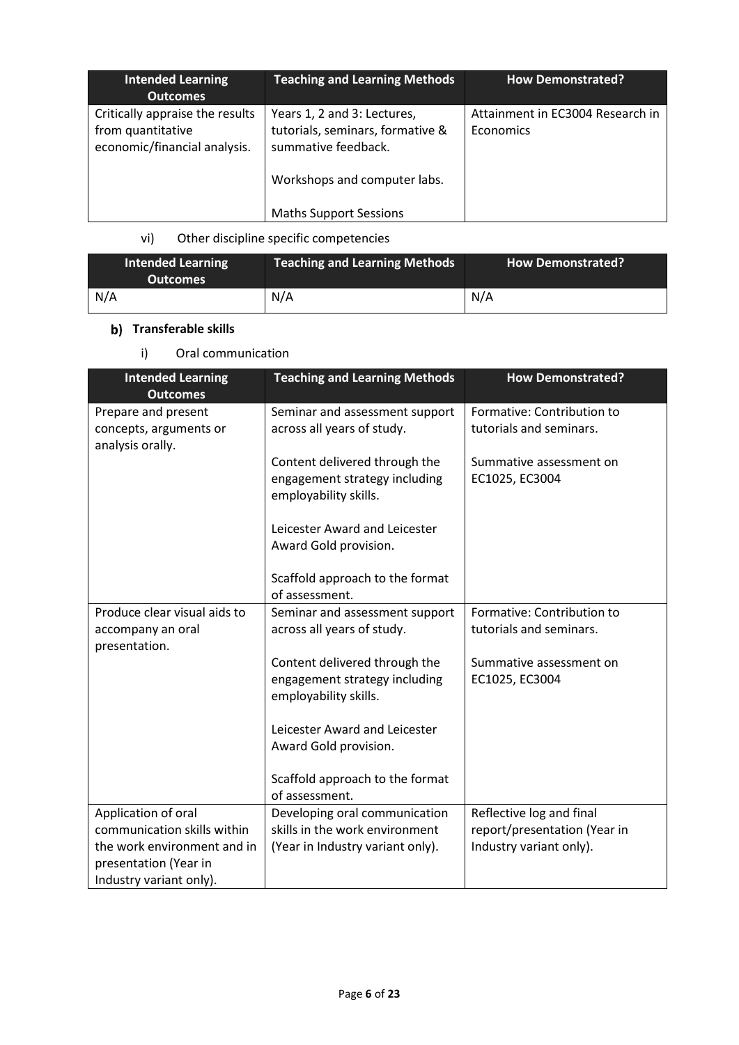| Intended Learning Outcomes | Teaching and Learning Methods | How Demonstrated? |
|---|---|---|
| Critically appraise the results from quantitative economic/financial analysis. | Years 1, 2 and 3: Lectures, tutorials, seminars, formative & summative feedback.<br><br>Workshops and computer labs.<br><br>Maths Support Sessions | Attainment in EC3004 Research in Economics |

vi) Other discipline specific competencies

| Intended Learning Outcomes | Teaching and Learning Methods | How Demonstrated? |
|---|---|---|
| N/A | N/A | N/A |

### b) Transferable skills

i) Oral communication

| Intended Learning Outcomes | Teaching and Learning Methods | How Demonstrated? |
|---|---|---|
| Prepare and present concepts, arguments or analysis orally. | Seminar and assessment support across all years of study.<br><br>Content delivered through the engagement strategy including employability skills.<br><br>Leicester Award and Leicester Award Gold provision.<br><br>Scaffold approach to the format of assessment. | Formative: Contribution to tutorials and seminars.<br><br>Summative assessment on EC1025, EC3004 |
| Produce clear visual aids to accompany an oral presentation. | Seminar and assessment support across all years of study.<br><br>Content delivered through the engagement strategy including employability skills.<br><br>Leicester Award and Leicester Award Gold provision.<br><br>Scaffold approach to the format of assessment. | Formative: Contribution to tutorials and seminars.<br><br>Summative assessment on EC1025, EC3004 |
| Application of oral communication skills within the work environment and in presentation (Year in Industry variant only). | Developing oral communication skills in the work environment (Year in Industry variant only). | Reflective log and final report/presentation (Year in Industry variant only). |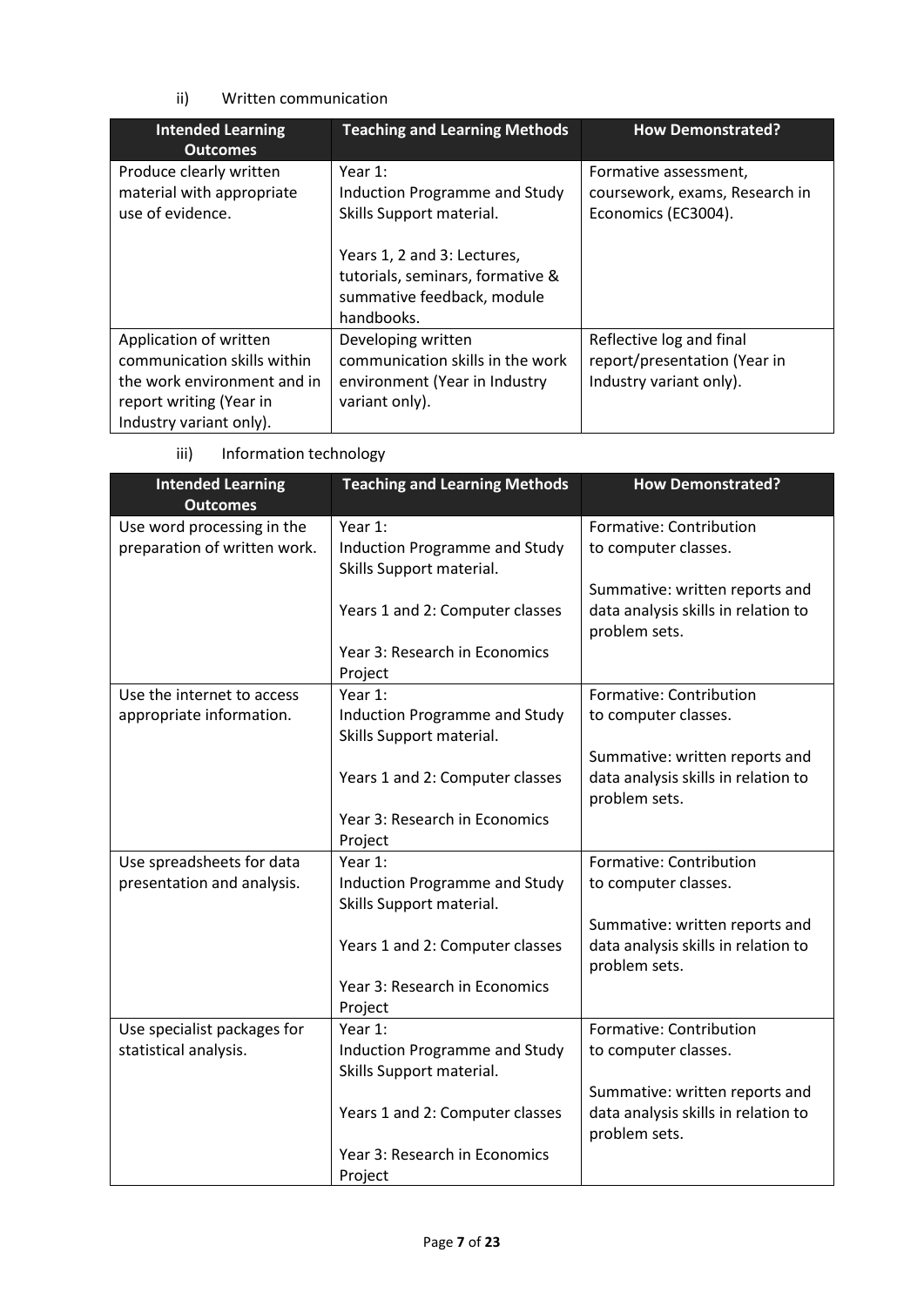ii) Written communication

| Intended Learning Outcomes | Teaching and Learning Methods | How Demonstrated? |
| --- | --- | --- |
| Produce clearly written material with appropriate use of evidence. | Year 1:<br>Induction Programme and Study Skills Support material.<br><br>Years 1, 2 and 3: Lectures, tutorials, seminars, formative & summative feedback, module handbooks. | Formative assessment, coursework, exams, Research in Economics (EC3004). |
| Application of written communication skills within the work environment and in report writing (Year in Industry variant only). | Developing written communication skills in the work environment (Year in Industry variant only). | Reflective log and final report/presentation (Year in Industry variant only). |

iii) Information technology

| Intended Learning Outcomes | Teaching and Learning Methods | How Demonstrated? |
| --- | --- | --- |
| Use word processing in the preparation of written work. | Year 1:<br>Induction Programme and Study Skills Support material.<br><br>Years 1 and 2: Computer classes<br><br>Year 3: Research in Economics Project | Formative: Contribution to computer classes.<br><br>Summative: written reports and data analysis skills in relation to problem sets. |
| Use the internet to access appropriate information. | Year 1:<br>Induction Programme and Study Skills Support material.<br><br>Years 1 and 2: Computer classes<br><br>Year 3: Research in Economics Project | Formative: Contribution to computer classes.<br><br>Summative: written reports and data analysis skills in relation to problem sets. |
| Use spreadsheets for data presentation and analysis. | Year 1:<br>Induction Programme and Study Skills Support material.<br><br>Years 1 and 2: Computer classes<br><br>Year 3: Research in Economics Project | Formative: Contribution to computer classes.<br><br>Summative: written reports and data analysis skills in relation to problem sets. |
| Use specialist packages for statistical analysis. | Year 1:<br>Induction Programme and Study Skills Support material.<br><br>Years 1 and 2: Computer classes<br><br>Year 3: Research in Economics Project | Formative: Contribution to computer classes.<br><br>Summative: written reports and data analysis skills in relation to problem sets. |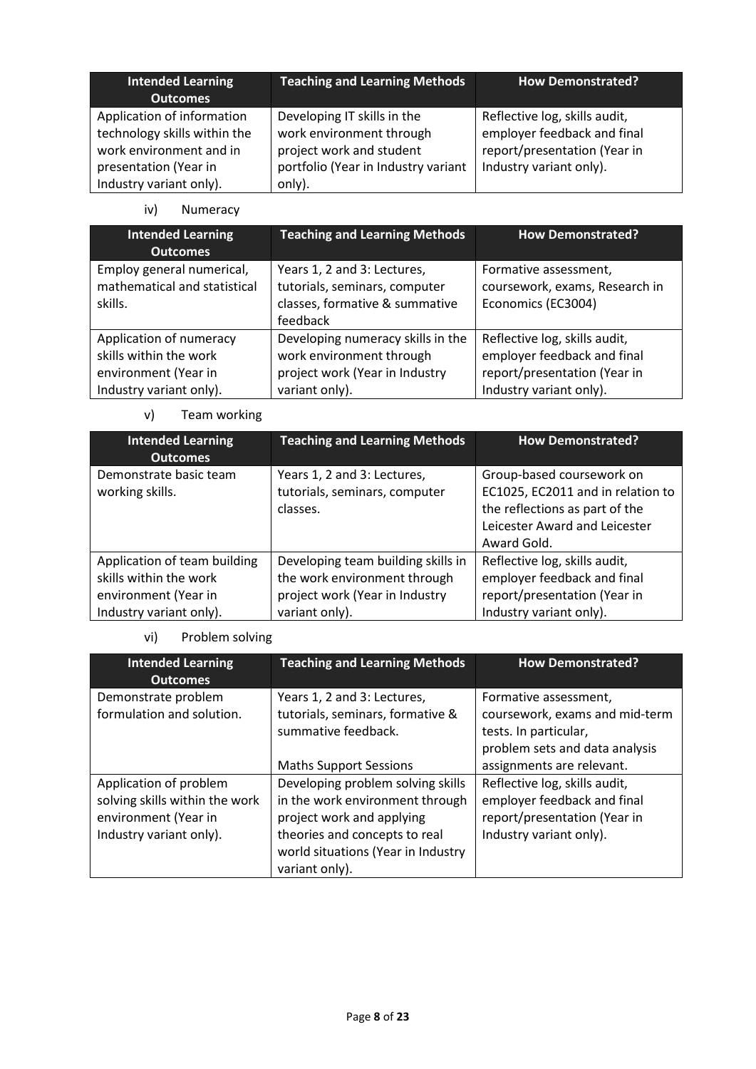| Intended Learning Outcomes | Teaching and Learning Methods | How Demonstrated? |
|---|---|---|
| Application of information technology skills within the work environment and in presentation (Year in Industry variant only). | Developing IT skills in the work environment through project work and student portfolio (Year in Industry variant only). | Reflective log, skills audit, employer feedback and final report/presentation (Year in Industry variant only). |

iv) Numeracy

| Intended Learning Outcomes | Teaching and Learning Methods | How Demonstrated? |
|---|---|---|
| Employ general numerical, mathematical and statistical skills. | Years 1, 2 and 3: Lectures, tutorials, seminars, computer classes, formative & summative feedback | Formative assessment, coursework, exams, Research in Economics (EC3004) |
| Application of numeracy skills within the work environment (Year in Industry variant only). | Developing numeracy skills in the work environment through project work (Year in Industry variant only). | Reflective log, skills audit, employer feedback and final report/presentation (Year in Industry variant only). |

v) Team working

| Intended Learning Outcomes | Teaching and Learning Methods | How Demonstrated? |
|---|---|---|
| Demonstrate basic team working skills. | Years 1, 2 and 3: Lectures, tutorials, seminars, computer classes. | Group-based coursework on EC1025, EC2011 and in relation to the reflections as part of the Leicester Award and Leicester Award Gold. |
| Application of team building skills within the work environment (Year in Industry variant only). | Developing team building skills in the work environment through project work (Year in Industry variant only). | Reflective log, skills audit, employer feedback and final report/presentation (Year in Industry variant only). |

vi) Problem solving

| Intended Learning Outcomes | Teaching and Learning Methods | How Demonstrated? |
|---|---|---|
| Demonstrate problem formulation and solution. | Years 1, 2 and 3: Lectures, tutorials, seminars, formative & summative feedback.<br><br>Maths Support Sessions | Formative assessment, coursework, exams and mid-term tests. In particular, problem sets and data analysis assignments are relevant. |
| Application of problem solving skills within the work environment (Year in Industry variant only). | Developing problem solving skills in the work environment through project work and applying theories and concepts to real world situations (Year in Industry variant only). | Reflective log, skills audit, employer feedback and final report/presentation (Year in Industry variant only). |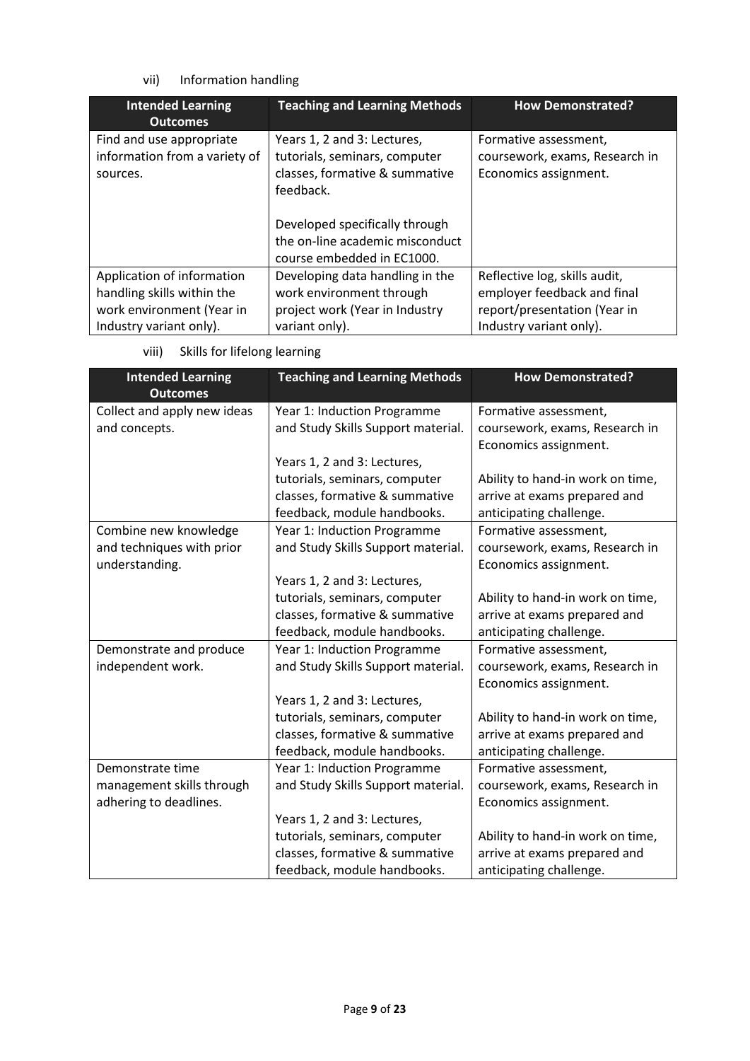vii) Information handling

| Intended Learning Outcomes | Teaching and Learning Methods | How Demonstrated? |
|---|---|---|
| Find and use appropriate information from a variety of sources. | Years 1, 2 and 3: Lectures, tutorials, seminars, computer classes, formative & summative feedback.<br><br>Developed specifically through the on-line academic misconduct course embedded in EC1000. | Formative assessment, coursework, exams, Research in Economics assignment. |
| Application of information handling skills within the work environment (Year in Industry variant only). | Developing data handling in the work environment through project work (Year in Industry variant only). | Reflective log, skills audit, employer feedback and final report/presentation (Year in Industry variant only). |

viii) Skills for lifelong learning

| Intended Learning Outcomes | Teaching and Learning Methods | How Demonstrated? |
|---|---|---|
| Collect and apply new ideas and concepts. | Year 1: Induction Programme and Study Skills Support material.<br><br>Years 1, 2 and 3: Lectures, tutorials, seminars, computer classes, formative & summative feedback, module handbooks. | Formative assessment, coursework, exams, Research in Economics assignment.<br><br>Ability to hand-in work on time, arrive at exams prepared and anticipating challenge. |
| Combine new knowledge and techniques with prior understanding. | Year 1: Induction Programme and Study Skills Support material.<br><br>Years 1, 2 and 3: Lectures, tutorials, seminars, computer classes, formative & summative feedback, module handbooks. | Formative assessment, coursework, exams, Research in Economics assignment.<br><br>Ability to hand-in work on time, arrive at exams prepared and anticipating challenge. |
| Demonstrate and produce independent work. | Year 1: Induction Programme and Study Skills Support material.<br><br>Years 1, 2 and 3: Lectures, tutorials, seminars, computer classes, formative & summative feedback, module handbooks. | Formative assessment, coursework, exams, Research in Economics assignment.<br><br>Ability to hand-in work on time, arrive at exams prepared and anticipating challenge. |
| Demonstrate time management skills through adhering to deadlines. | Year 1: Induction Programme and Study Skills Support material.<br><br>Years 1, 2 and 3: Lectures, tutorials, seminars, computer classes, formative & summative feedback, module handbooks. | Formative assessment, coursework, exams, Research in Economics assignment.<br><br>Ability to hand-in work on time, arrive at exams prepared and anticipating challenge. |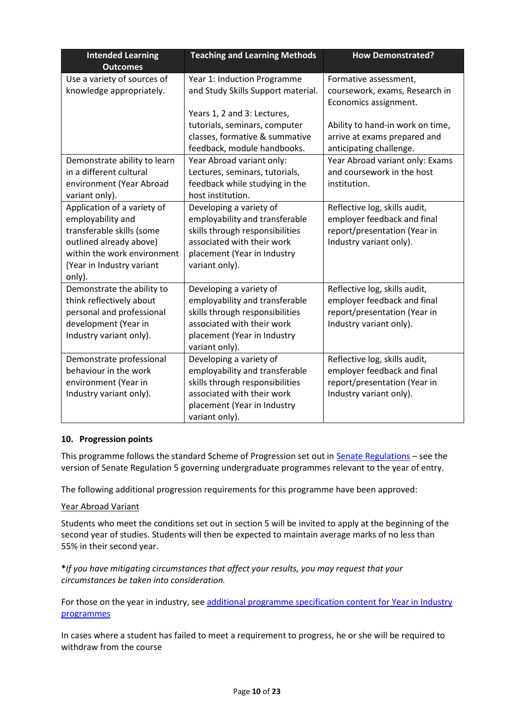| Intended Learning Outcomes | Teaching and Learning Methods | How Demonstrated? |
|---|---|---|
| Use a variety of sources of knowledge appropriately. | Year 1: Induction Programme and Study Skills Support material.<br><br>Years 1, 2 and 3: Lectures, tutorials, seminars, computer classes, formative & summative feedback, module handbooks. | Formative assessment, coursework, exams, Research in Economics assignment.<br><br>Ability to hand-in work on time, arrive at exams prepared and anticipating challenge. |
| Demonstrate ability to learn in a different cultural environment (Year Abroad variant only). | Year Abroad variant only: Lectures, seminars, tutorials, feedback while studying in the host institution. | Year Abroad variant only: Exams and coursework in the host institution. |
| Application of a variety of employability and transferable skills (some outlined already above) within the work environment (Year in Industry variant only). | Developing a variety of employability and transferable skills through responsibilities associated with their work placement (Year in Industry variant only). | Reflective log, skills audit, employer feedback and final report/presentation (Year in Industry variant only). |
| Demonstrate the ability to think reflectively about personal and professional development (Year in Industry variant only). | Developing a variety of employability and transferable skills through responsibilities associated with their work placement (Year in Industry variant only). | Reflective log, skills audit, employer feedback and final report/presentation (Year in Industry variant only). |
| Demonstrate professional behaviour in the work environment (Year in Industry variant only). | Developing a variety of employability and transferable skills through responsibilities associated with their work placement (Year in Industry variant only). | Reflective log, skills audit, employer feedback and final report/presentation (Year in Industry variant only). |

### 10. Progression points

This programme follows the standard Scheme of Progression set out in Senate Regulations – see the version of Senate Regulation 5 governing undergraduate programmes relevant to the year of entry.

The following additional progression requirements for this programme have been approved:

Year Abroad Variant

Students who meet the conditions set out in section 5 will be invited to apply at the beginning of the second year of studies. Students will then be expected to maintain average marks of no less than 55% in their second year.

***If you have mitigating circumstances that affect your results, you may request that your circumstances be taken into consideration.***

For those on the year in industry, see additional programme specification content for Year in Industry programmes

In cases where a student has failed to meet a requirement to progress, he or she will be required to withdraw from the course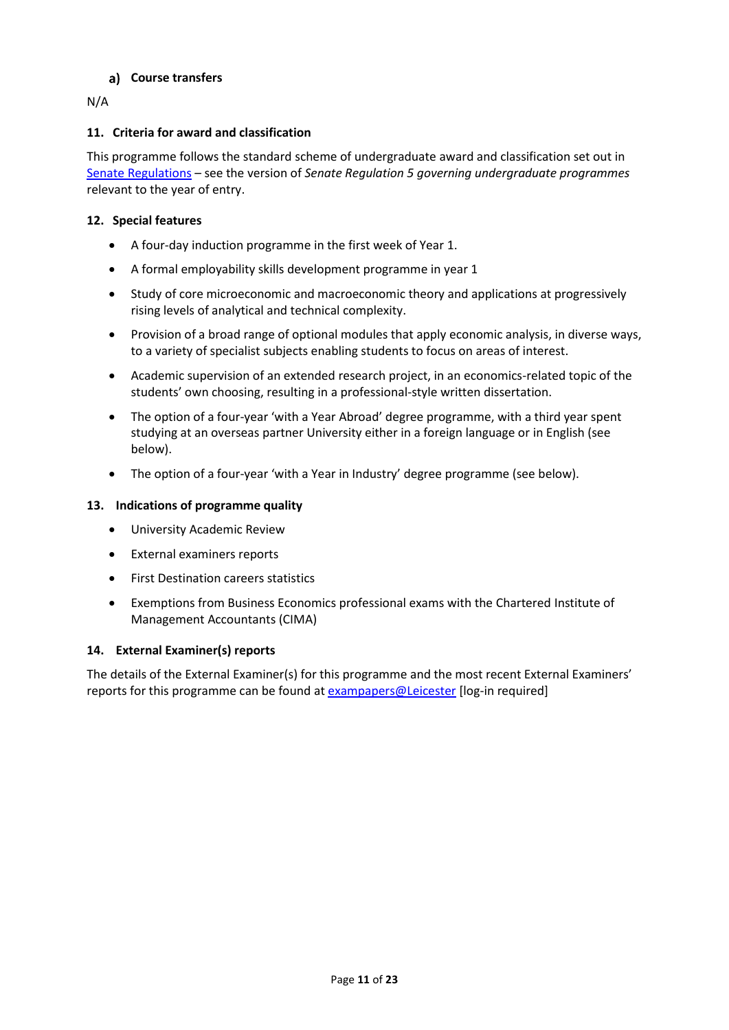### a) Course transfers

N/A

### 11. Criteria for award and classification

This programme follows the standard scheme of undergraduate award and classification set out in [Senate Regulations](Senate Regulations) – see the version of *Senate Regulation 5 governing undergraduate programmes* relevant to the year of entry.

### 12. Special features

- A four-day induction programme in the first week of Year 1.
- A formal employability skills development programme in year 1
- Study of core microeconomic and macroeconomic theory and applications at progressively rising levels of analytical and technical complexity.
- Provision of a broad range of optional modules that apply economic analysis, in diverse ways, to a variety of specialist subjects enabling students to focus on areas of interest.
- Academic supervision of an extended research project, in an economics-related topic of the students' own choosing, resulting in a professional-style written dissertation.
- The option of a four-year 'with a Year Abroad' degree programme, with a third year spent studying at an overseas partner University either in a foreign language or in English (see below).
- The option of a four-year 'with a Year in Industry' degree programme (see below).

### 13. Indications of programme quality

- University Academic Review
- External examiners reports
- First Destination careers statistics
- Exemptions from Business Economics professional exams with the Chartered Institute of Management Accountants (CIMA)

### 14. External Examiner(s) reports

The details of the External Examiner(s) for this programme and the most recent External Examiners' reports for this programme can be found at [exampapers@Leicester](exampapers@Leicester) [log-in required]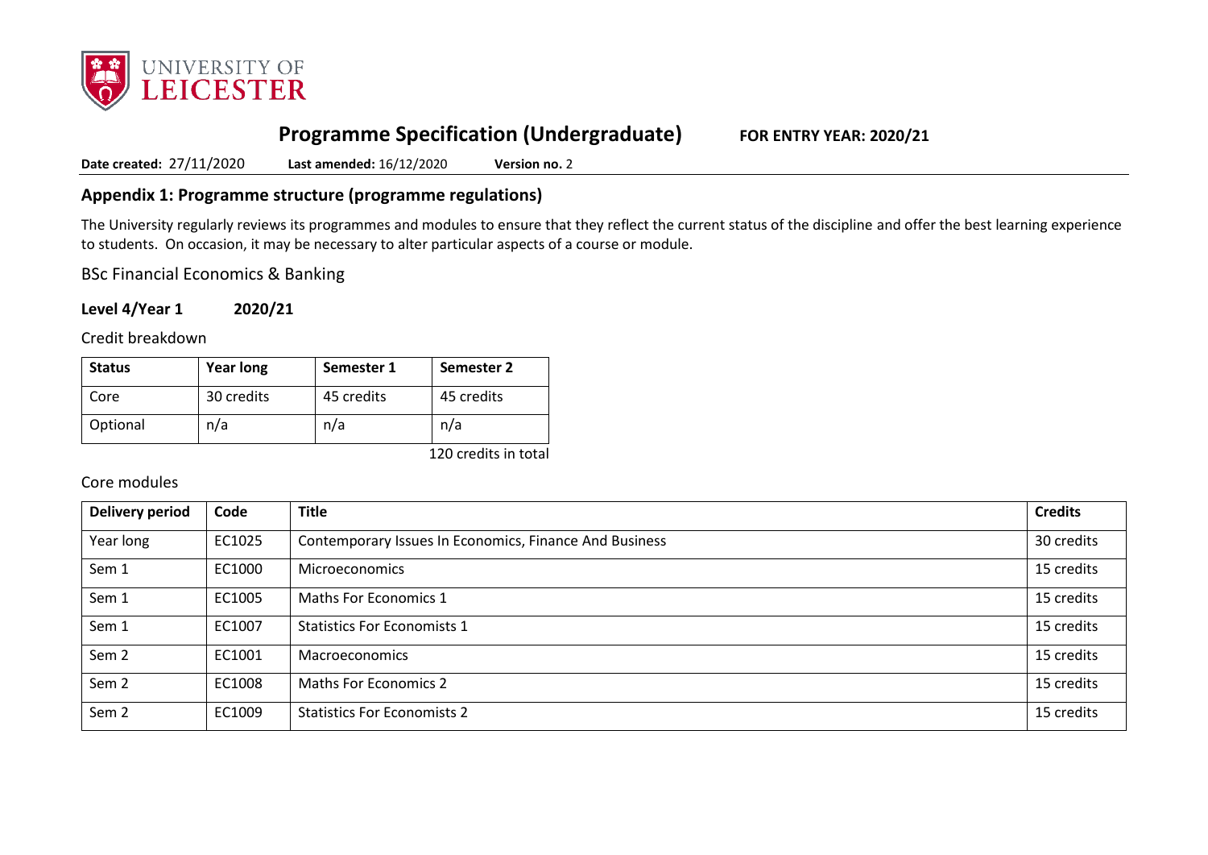# Programme Specification (Undergraduate) **FOR ENTRY YEAR: 2020/21**

**Date created:** 27/11/2020 **Last amended:** 16/12/2020 **Version no.** 2

## Appendix 1: Programme structure (programme regulations)

The University regularly reviews its programmes and modules to ensure that they reflect the current status of the discipline and offer the best learning experience to students. On occasion, it may be necessary to alter particular aspects of a course or module.

BSc Financial Economics & Banking

**Level 4/Year 1 2020/21**

Credit breakdown

| Status | Year long | Semester 1 | Semester 2 |
|---|---|---|---|
| Core | 30 credits | 45 credits | 45 credits |
| Optional | n/a | n/a | n/a |

120 credits in total

Core modules

| Delivery period | Code | Title | Credits |
|---|---|---|---|
| Year long | EC1025 | Contemporary Issues In Economics, Finance And Business | 30 credits |
| Sem 1 | EC1000 | Microeconomics | 15 credits |
| Sem 1 | EC1005 | Maths For Economics 1 | 15 credits |
| Sem 1 | EC1007 | Statistics For Economists 1 | 15 credits |
| Sem 2 | EC1001 | Macroeconomics | 15 credits |
| Sem 2 | EC1008 | Maths For Economics 2 | 15 credits |
| Sem 2 | EC1009 | Statistics For Economists 2 | 15 credits |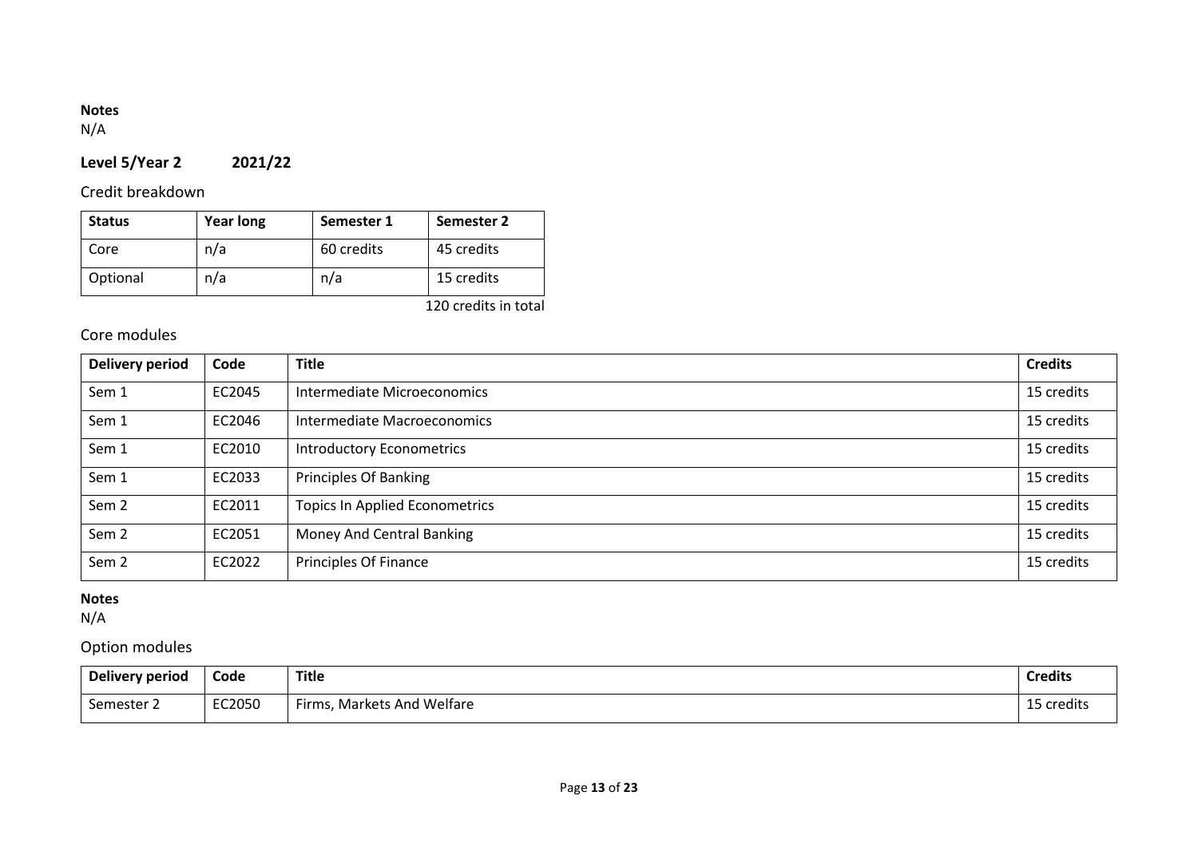**Notes**

N/A

## Level 5/Year 2 2021/22

### Credit breakdown

| Status | Year long | Semester 1 | Semester 2 |
|---|---|---|---|
| Core | n/a | 60 credits | 45 credits |
| Optional | n/a | n/a | 15 credits |

120 credits in total

### Core modules

| Delivery period | Code | Title | Credits |
|---|---|---|---|
| Sem 1 | EC2045 | Intermediate Microeconomics | 15 credits |
| Sem 1 | EC2046 | Intermediate Macroeconomics | 15 credits |
| Sem 1 | EC2010 | Introductory Econometrics | 15 credits |
| Sem 1 | EC2033 | Principles Of Banking | 15 credits |
| Sem 2 | EC2011 | Topics In Applied Econometrics | 15 credits |
| Sem 2 | EC2051 | Money And Central Banking | 15 credits |
| Sem 2 | EC2022 | Principles Of Finance | 15 credits |

**Notes**

N/A

### Option modules

| Delivery period | Code | Title | Credits |
|---|---|---|---|
| Semester 2 | EC2050 | Firms, Markets And Welfare | 15 credits |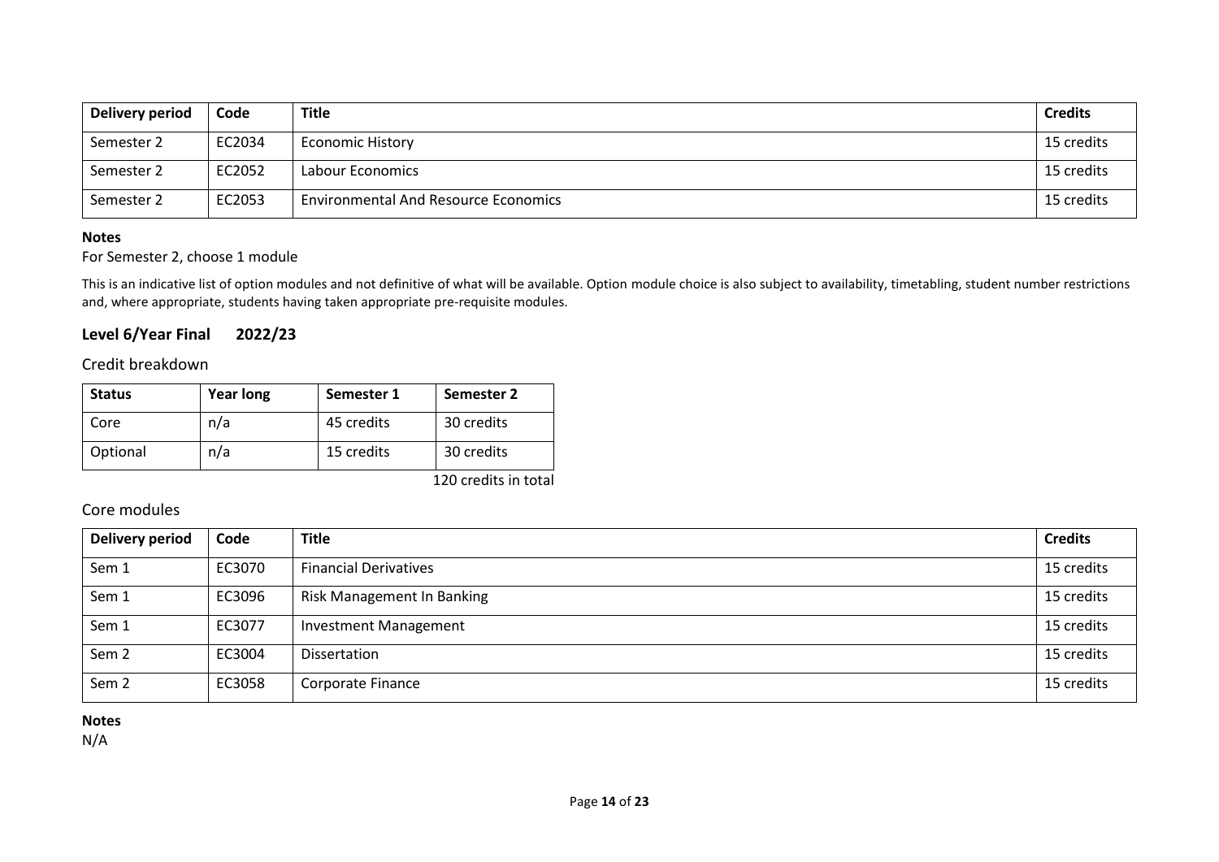| Delivery period | Code | Title | Credits |
|---|---|---|---|
| Semester 2 | EC2034 | Economic History | 15 credits |
| Semester 2 | EC2052 | Labour Economics | 15 credits |
| Semester 2 | EC2053 | Environmental And Resource Economics | 15 credits |

**Notes**

For Semester 2, choose 1 module

This is an indicative list of option modules and not definitive of what will be available. Option module choice is also subject to availability, timetabling, student number restrictions and, where appropriate, students having taken appropriate pre-requisite modules.

## Level 6/Year Final 2022/23

### Credit breakdown

| Status | Year long | Semester 1 | Semester 2 |
|---|---|---|---|
| Core | n/a | 45 credits | 30 credits |
| Optional | n/a | 15 credits | 30 credits |

120 credits in total

### Core modules

| Delivery period | Code | Title | Credits |
|---|---|---|---|
| Sem 1 | EC3070 | Financial Derivatives | 15 credits |
| Sem 1 | EC3096 | Risk Management In Banking | 15 credits |
| Sem 1 | EC3077 | Investment Management | 15 credits |
| Sem 2 | EC3004 | Dissertation | 15 credits |
| Sem 2 | EC3058 | Corporate Finance | 15 credits |

**Notes**

N/A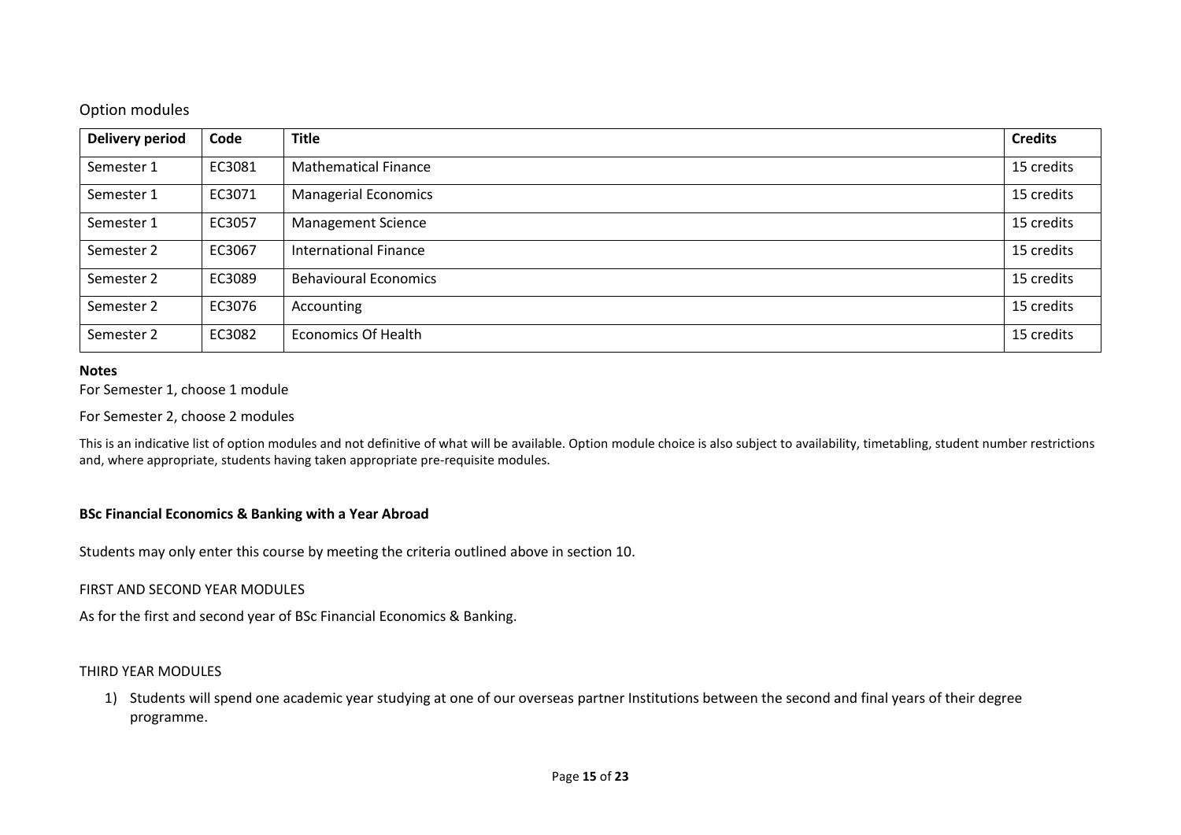Option modules

| Delivery period | Code | Title | Credits |
| --- | --- | --- | --- |
| Semester 1 | EC3081 | Mathematical Finance | 15 credits |
| Semester 1 | EC3071 | Managerial Economics | 15 credits |
| Semester 1 | EC3057 | Management Science | 15 credits |
| Semester 2 | EC3067 | International Finance | 15 credits |
| Semester 2 | EC3089 | Behavioural Economics | 15 credits |
| Semester 2 | EC3076 | Accounting | 15 credits |
| Semester 2 | EC3082 | Economics Of Health | 15 credits |

**Notes**

For Semester 1, choose 1 module

For Semester 2, choose 2 modules

This is an indicative list of option modules and not definitive of what will be available. Option module choice is also subject to availability, timetabling, student number restrictions and, where appropriate, students having taken appropriate pre-requisite modules.

**BSc Financial Economics & Banking with a Year Abroad**

Students may only enter this course by meeting the criteria outlined above in section 10.

FIRST AND SECOND YEAR MODULES

As for the first and second year of BSc Financial Economics & Banking.

THIRD YEAR MODULES

1) Students will spend one academic year studying at one of our overseas partner Institutions between the second and final years of their degree programme.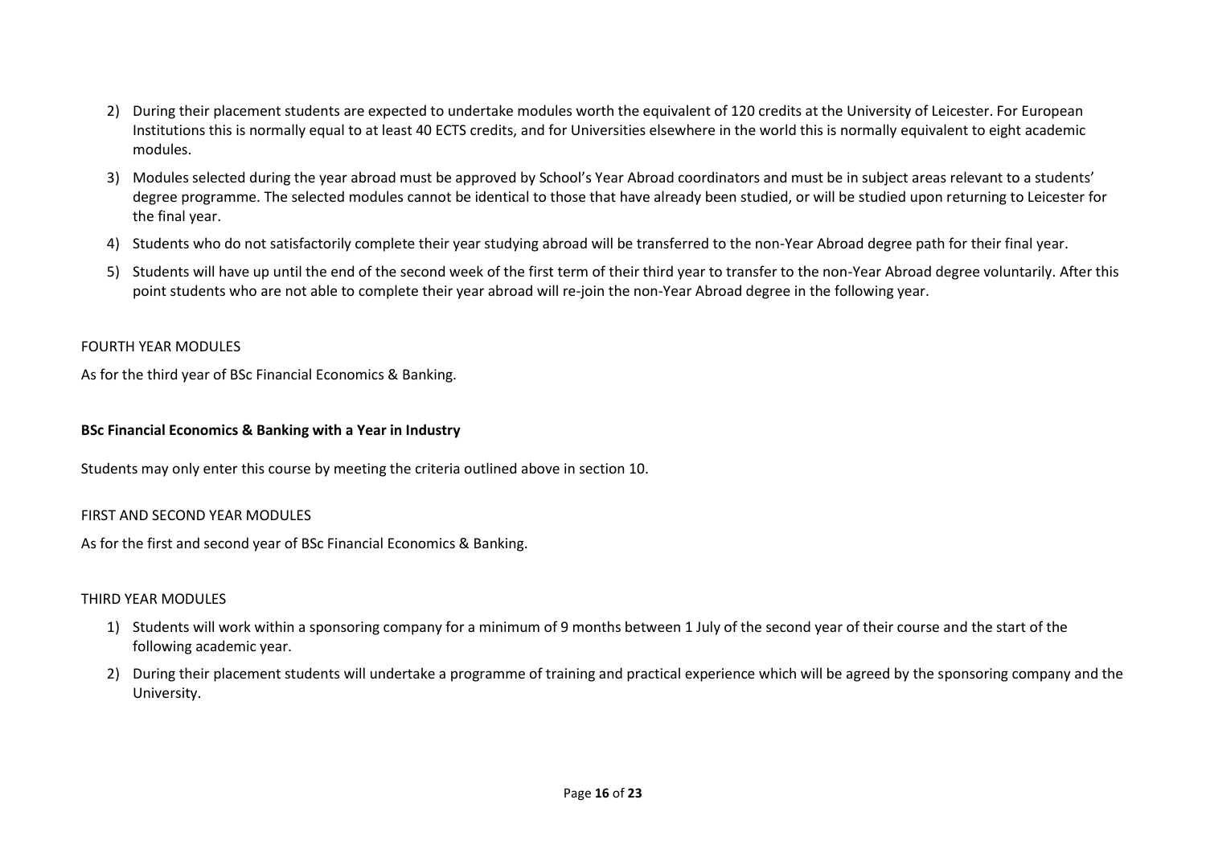2) During their placement students are expected to undertake modules worth the equivalent of 120 credits at the University of Leicester. For European Institutions this is normally equal to at least 40 ECTS credits, and for Universities elsewhere in the world this is normally equivalent to eight academic modules.
3) Modules selected during the year abroad must be approved by School's Year Abroad coordinators and must be in subject areas relevant to a students' degree programme. The selected modules cannot be identical to those that have already been studied, or will be studied upon returning to Leicester for the final year.
4) Students who do not satisfactorily complete their year studying abroad will be transferred to the non-Year Abroad degree path for their final year.
5) Students will have up until the end of the second week of the first term of their third year to transfer to the non-Year Abroad degree voluntarily. After this point students who are not able to complete their year abroad will re-join the non-Year Abroad degree in the following year.

FOURTH YEAR MODULES

As for the third year of BSc Financial Economics & Banking.

**BSc Financial Economics & Banking with a Year in Industry**

Students may only enter this course by meeting the criteria outlined above in section 10.

FIRST AND SECOND YEAR MODULES

As for the first and second year of BSc Financial Economics & Banking.

THIRD YEAR MODULES

1) Students will work within a sponsoring company for a minimum of 9 months between 1 July of the second year of their course and the start of the following academic year.
2) During their placement students will undertake a programme of training and practical experience which will be agreed by the sponsoring company and the University.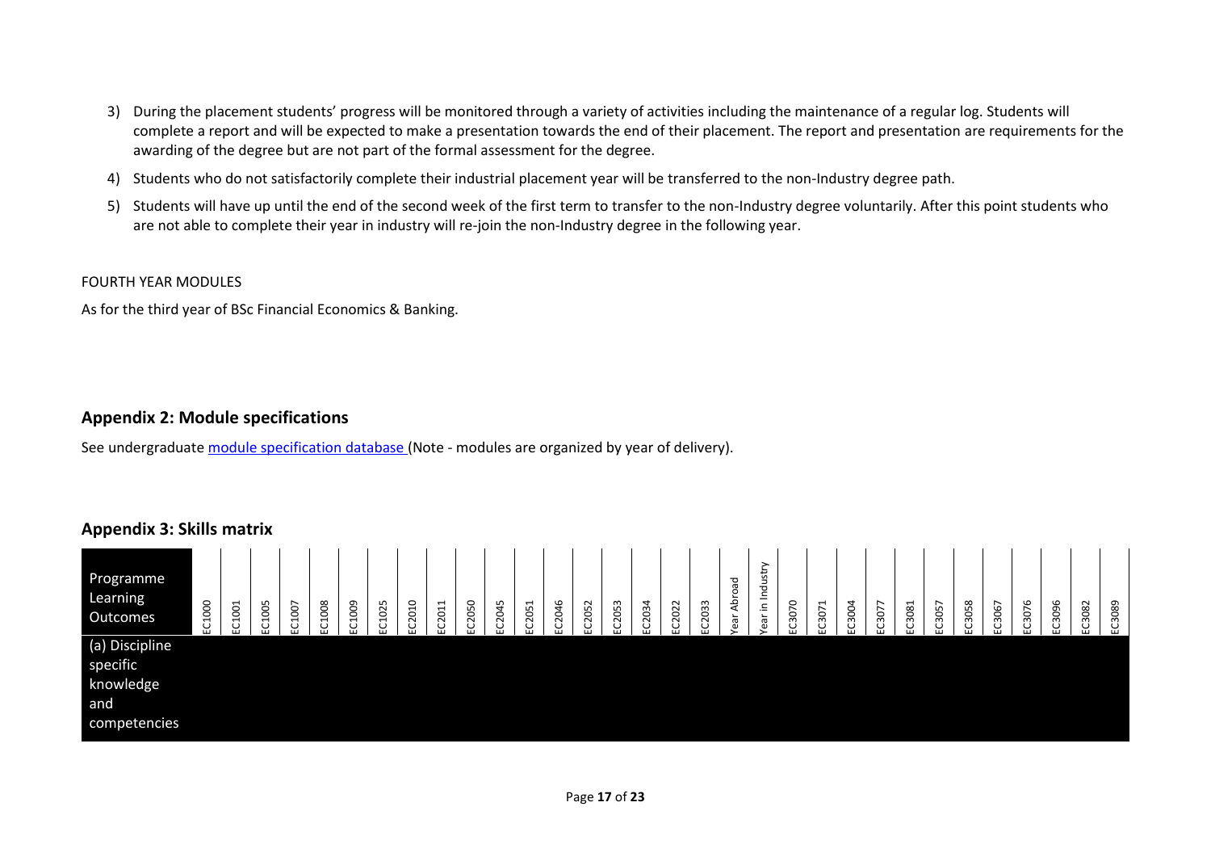3) During the placement students' progress will be monitored through a variety of activities including the maintenance of a regular log. Students will complete a report and will be expected to make a presentation towards the end of their placement. The report and presentation are requirements for the awarding of the degree but are not part of the formal assessment for the degree.

4) Students who do not satisfactorily complete their industrial placement year will be transferred to the non-Industry degree path.

5) Students will have up until the end of the second week of the first term to transfer to the non-Industry degree voluntarily. After this point students who are not able to complete their year in industry will re-join the non-Industry degree in the following year.

FOURTH YEAR MODULES

As for the third year of BSc Financial Economics & Banking.

## Appendix 2: Module specifications

See undergraduate module specification database (Note - modules are organized by year of delivery).

## Appendix 3: Skills matrix

| Programme Learning Outcomes | EC1000 | EC1001 | EC1005 | EC1007 | EC1008 | EC1009 | EC1025 | EC2010 | EC2011 | EC2050 | EC2045 | EC2051 | EC2046 | EC2052 | EC2053 | EC2034 | EC2022 | EC2033 | Year Abroad | Year in Industry | EC3070 | EC3071 | EC3004 | EC3077 | EC3081 | EC3057 | EC3058 | EC3067 | EC3076 | EC3096 | EC3082 | EC3089 |
|---|---|---|---|---|---|---|---|---|---|---|---|---|---|---|---|---|---|---|---|---|---|---|---|---|---|---|---|---|---|---|---|---|
| (a) Discipline specific knowledge and competencies | | | | | | | | | | | | | | | | | | | | | | | | | | | | | | | | |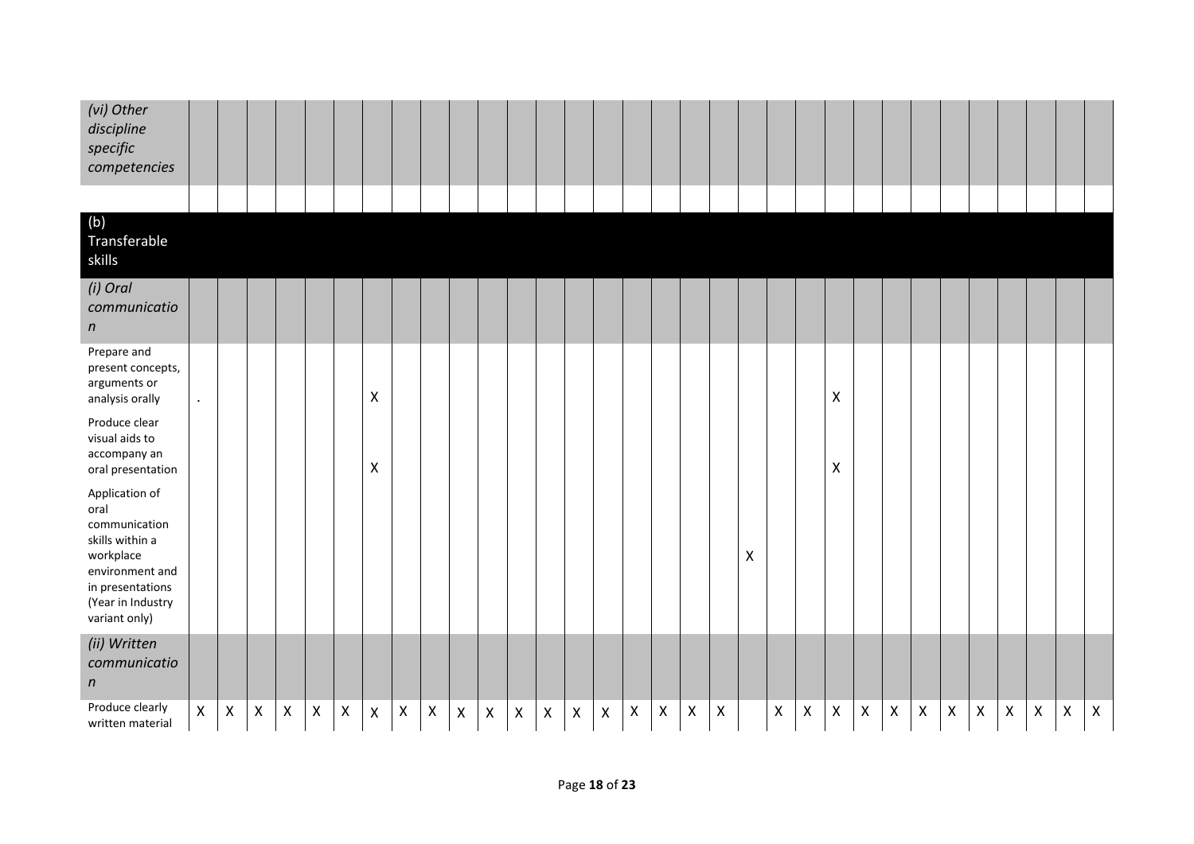| | | | | | | | | | | | | | | | | | | | | | | | | | | | | | | | | |
|---|---|---|---|---|---|---|---|---|---|---|---|---|---|---|---|---|---|---|---|---|---|---|---|---|---|---|---|---|---|---|---|---|
| *(vi) Other discipline specific competencies* | | | | | | | | | | | | | | | | | | | | | | | | | | | | | | | | |
| | | | | | | | | | | | | | | | | | | | | | | | | | | | | | | | | |
| (b) Transferable skills | | | | | | | | | | | | | | | | | | | | | | | | | | | | | | | | |
| *(i) Oral communication* | | | | | | | | | | | | | | | | | | | | | | | | | | | | | | | | |
| Prepare and present concepts, arguments or analysis orally | . | | | | | | X | | | | | | | | | | | | | | | | X | | | | | | | | | |
| Produce clear visual aids to accompany an oral presentation | | | | | | | X | | | | | | | | | | | | | | | | X | | | | | | | | | |
| Application of oral communication skills within a workplace environment and in presentations (Year in Industry variant only) | | | | | | | | | | | | | | | | | | | | X | | | | | | | | | | | | |
| *(ii) Written communication* | | | | | | | | | | | | | | | | | | | | | | | | | | | | | | | | |
| Produce clearly written material | X | X | X | X | X | X | X | X | X | X | X | X | X | X | X | X | X | X | X | | X | X | X | X | X | X | X | X | X | X | X | X |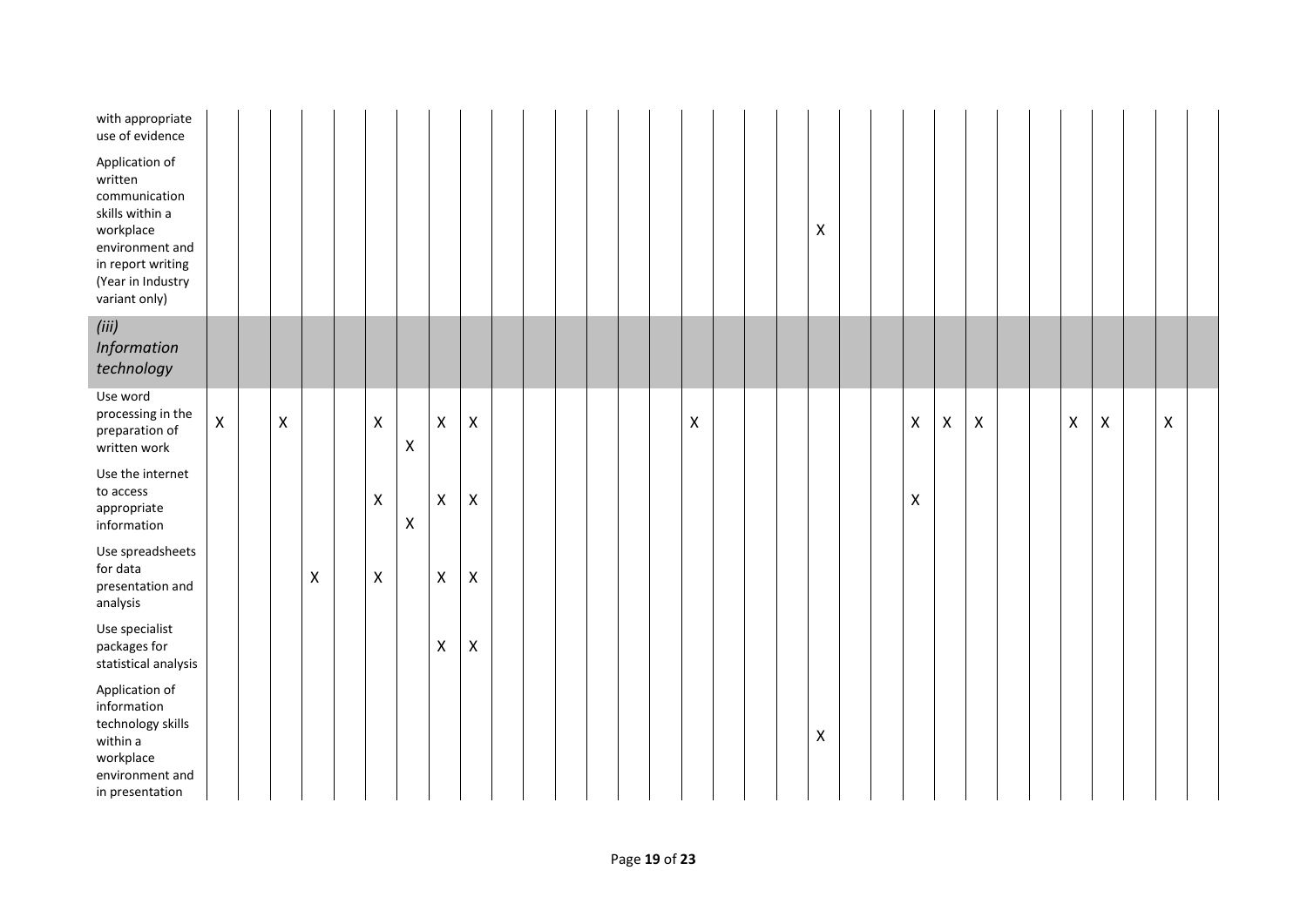| | | | | | | | | | | | | | | | | | | | | | | | | | | | | | | | | |
|---|---|---|---|---|---|---|---|---|---|---|---|---|---|---|---|---|---|---|---|---|---|---|---|---|---|---|---|---|---|---|---|---|
| with appropriate use of evidence | | | | | | | | | | | | | | | | | | | | | | | | | | | | | | | | |
| Application of written communication skills within a workplace environment and in report writing (Year in Industry variant only) | | | | | | | | | | | | | | | | | | | | X | | | | | | | | | | | | |
| *(iii) Information technology* | | | | | | | | | | | | | | | | | | | | | | | | | | | | | | | | |
| Use word processing in the preparation of written work | X | | X | | | X | X | X | X | | | | | | | X | | | | | | | X | X | X | | | X | X | | X | |
| Use the internet to access appropriate information | | | | | | X | X | X | X | | | | | | | | | | | | | | X | | | | | | | | | |
| Use spreadsheets for data presentation and analysis | | | | X | | X | | X | X | | | | | | | | | | | | | | | | | | | | | | | |
| Use specialist packages for statistical analysis | | | | | | | | X | X | | | | | | | | | | | | | | | | | | | | | | | |
| Application of information technology skills within a workplace environment and in presentation | | | | | | | | | | | | | | | | | | | | X | | | | | | | | | | | | |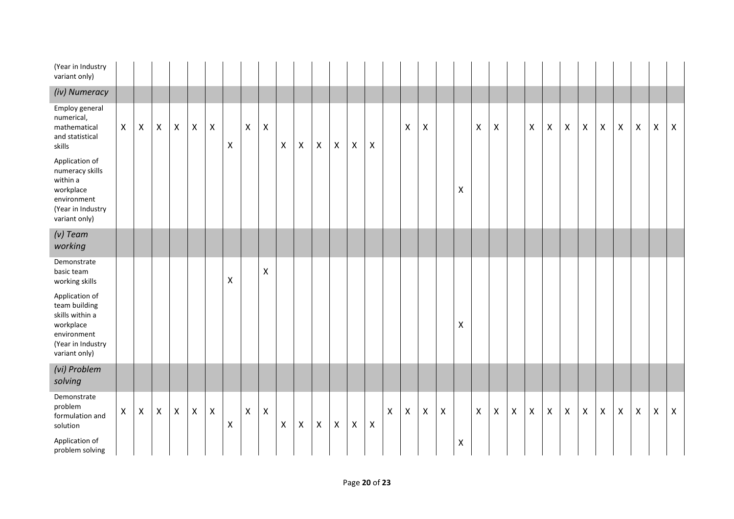| | | | | | | | | | | | | | | | | | | | | | | | | | | | | | | | | |
|---|---|---|---|---|---|---|---|---|---|---|---|---|---|---|---|---|---|---|---|---|---|---|---|---|---|---|---|---|---|---|---|---|
| (Year in Industry variant only) | | | | | | | | | | | | | | | | | | | | | | | | | | | | | | | | |
| *(iv) Numeracy* | | | | | | | | | | | | | | | | | | | | | | | | | | | | | | | | |
| Employ general numerical, mathematical and statistical skills | X | X | X | X | X | X | X | X | X | X | X | X | X | X | X | | X | X | | | X | X | | X | X | X | X | X | X | X | X | X |
| Application of numeracy skills within a workplace environment (Year in Industry variant only) | | | | | | | | | | | | | | | | | | | | X | | | | | | | | | | | | |
| *(v) Team working* | | | | | | | | | | | | | | | | | | | | | | | | | | | | | | | | |
| Demonstrate basic team working skills | | | | | | | X | | X | | | | | | | | | | | | | | | | | | | | | | | |
| Application of team building skills within a workplace environment (Year in Industry variant only) | | | | | | | | | | | | | | | | | | | | X | | | | | | | | | | | | |
| *(vi) Problem solving* | | | | | | | | | | | | | | | | | | | | | | | | | | | | | | | | |
| Demonstrate problem formulation and solution | X | X | X | X | X | X | X | X | X | X | X | X | X | X | X | X | X | X | X | | X | X | X | X | X | X | X | X | X | X | X | X |
| Application of problem solving | | | | | | | | | | | | | | | | | | | | X | | | | | | | | | | | | |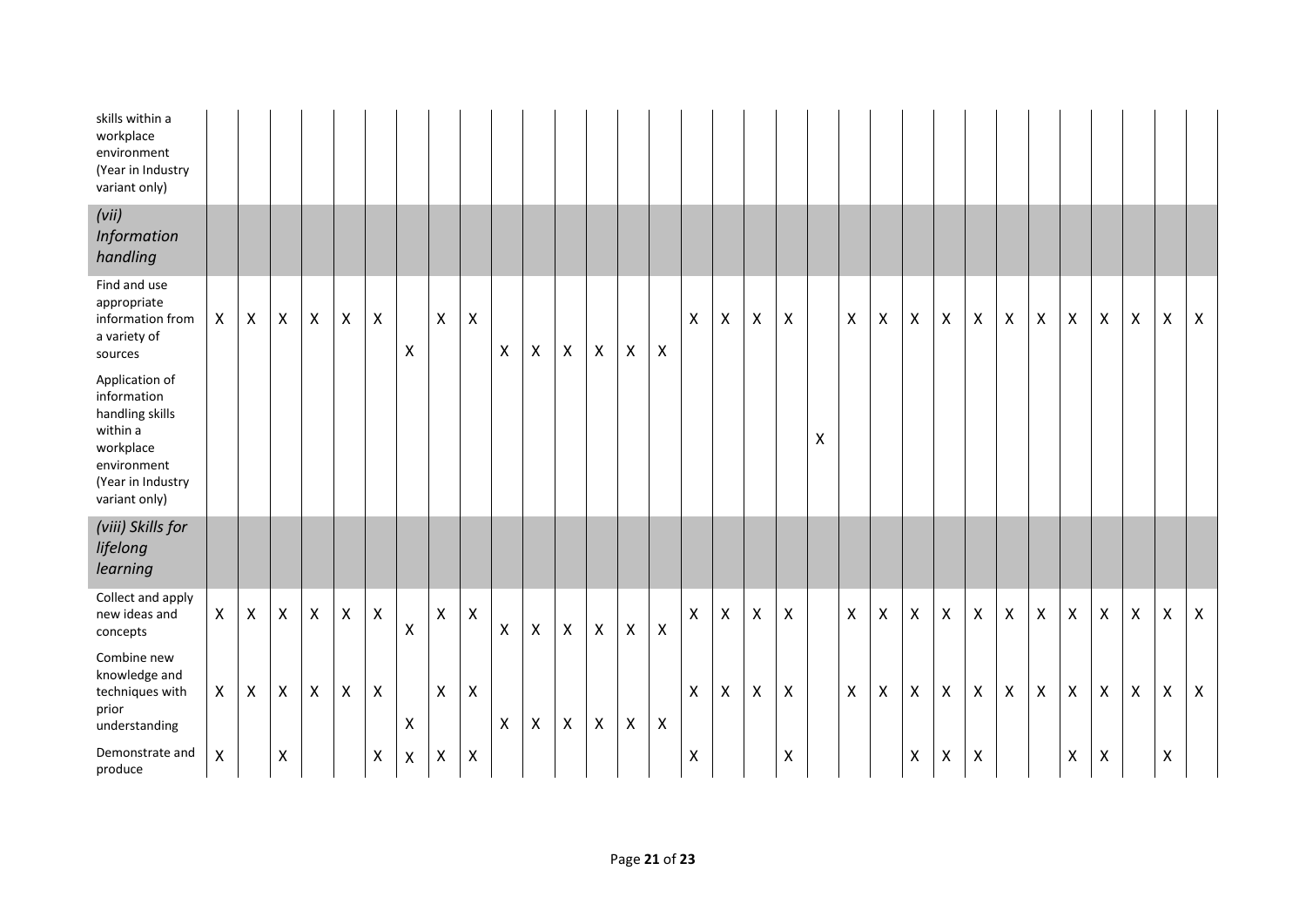| | | | | | | | | | | | | | | | | | | | | | | | | | | | | | | | | |
|---|---|---|---|---|---|---|---|---|---|---|---|---|---|---|---|---|---|---|---|---|---|---|---|---|---|---|---|---|---|---|---|---|
| skills within a workplace environment (Year in Industry variant only) | | | | | | | | | | | | | | | | | | | | | | | | | | | | | | | | |
| *(vii) Information handling* | | | | | | | | | | | | | | | | | | | | | | | | | | | | | | | | |
| Find and use appropriate information from a variety of sources | X | X | X | X | X | X | X | X | X | X | X | X | X | X | X | X | X | X | X | | X | X | X | X | X | X | X | X | X | X | X | X |
| Application of information handling skills within a workplace environment (Year in Industry variant only) | | | | | | | | | | | | | | | | | | | | X | | | | | | | | | | | | |
| *(viii) Skills for lifelong learning* | | | | | | | | | | | | | | | | | | | | | | | | | | | | | | | | |
| Collect and apply new ideas and concepts | X | X | X | X | X | X | X | X | X | X | X | X | X | X | X | X | X | X | X | | X | X | X | X | X | X | X | X | X | X | X | X |
| Combine new knowledge and techniques with prior understanding | X | X | X | X | X | X | X | X | X | X | X | X | X | X | X | X | X | X | X | | X | X | X | X | X | X | X | X | X | X | X | X |
| Demonstrate and produce | X | | X | | | X | X | X | X | | | | | | | X | | | X | | | | X | X | X | | | X | X | | X | |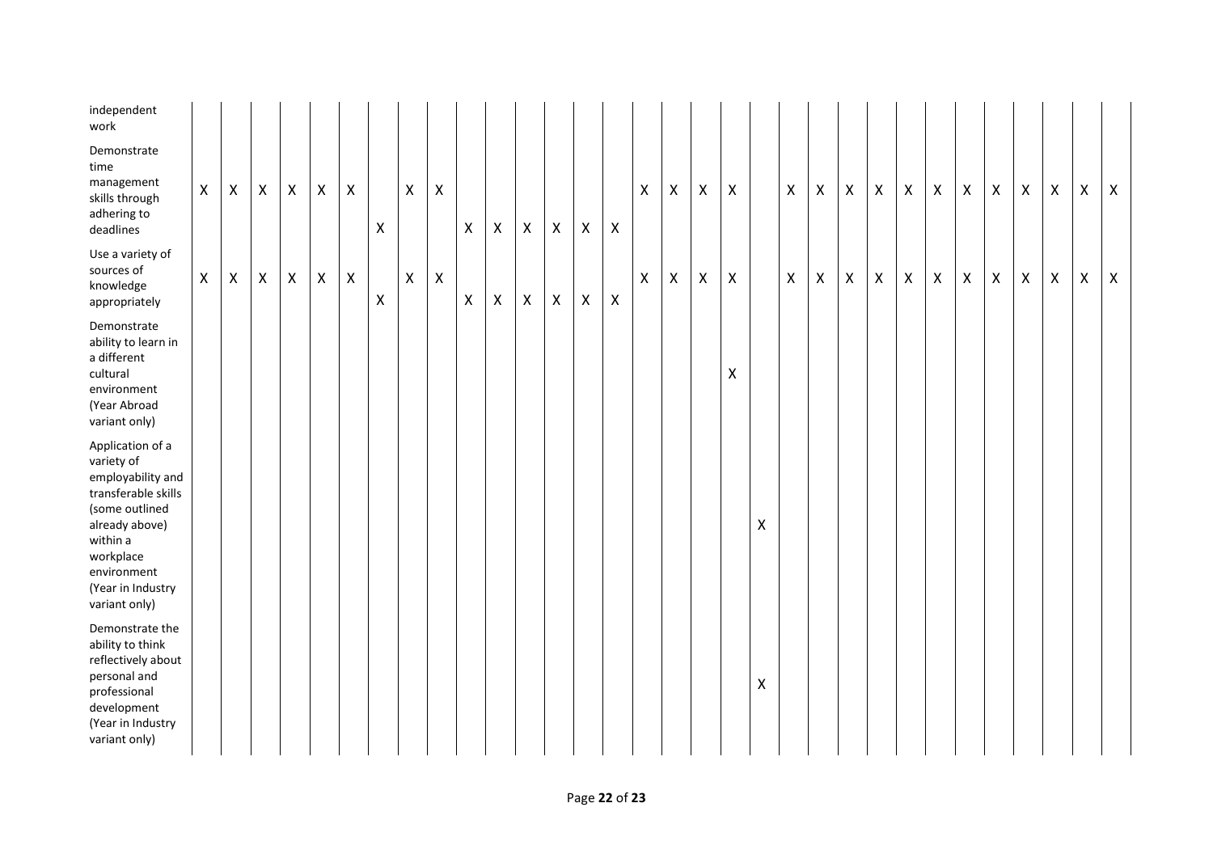| independent work | | | | | | | | | | | | | | | | | | | | | | | | | | | | | | | | |
|---|---|---|---|---|---|---|---|---|---|---|---|---|---|---|---|---|---|---|---|---|---|---|---|---|---|---|---|---|---|---|---|---|
| Demonstrate time management skills through adhering to deadlines | X | X | X | X | X | X | X | X | X | X | X | X | X | X | X | X | X | X | X | | X | X | X | X | X | X | X | X | X | X | X | X |
| Use a variety of sources of knowledge appropriately | X | X | X | X | X | X | X | X | X | X | X | X | X | X | X | X | X | X | X | | X | X | X | X | X | X | X | X | X | X | X | X |
| Demonstrate ability to learn in a different cultural environment (Year Abroad variant only) | | | | | | | | | | | | | | | | | | | X | | | | | | | | | | | | | |
| Application of a variety of employability and transferable skills (some outlined already above) within a workplace environment (Year in Industry variant only) | | | | | | | | | | | | | | | | | | | | X | | | | | | | | | | | | |
| Demonstrate the ability to think reflectively about personal and professional development (Year in Industry variant only) | | | | | | | | | | | | | | | | | | | | X | | | | | | | | | | | | |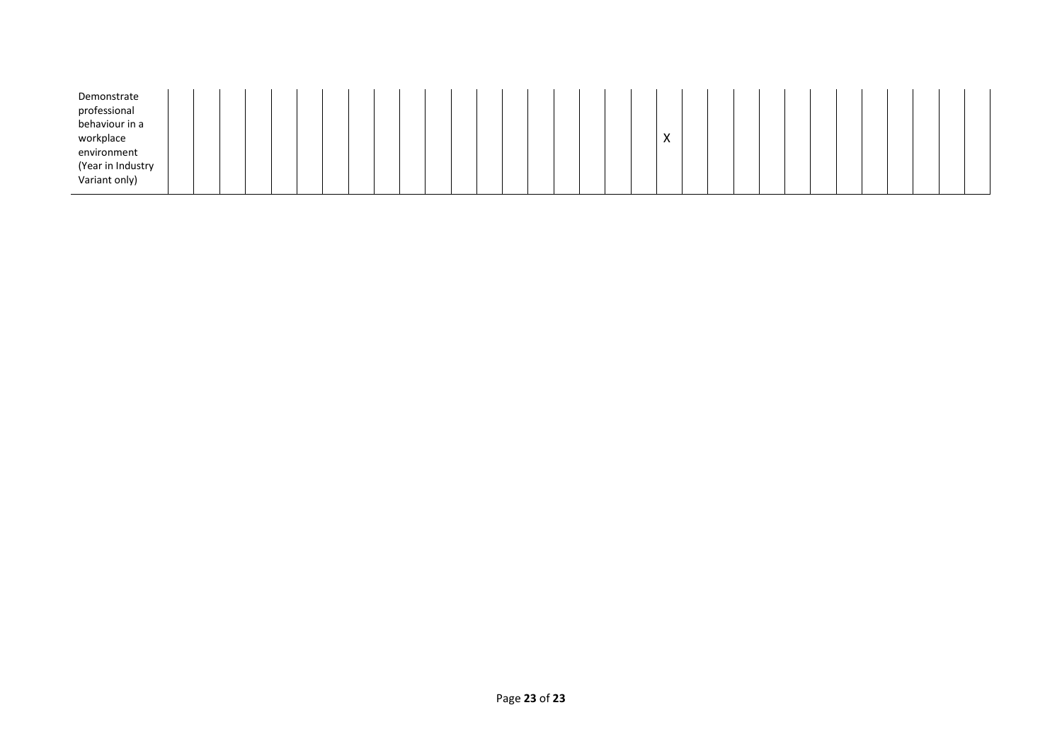| | | | | | | | | | | | | | | | | | | | | | | | | | | | | | | | | |
|---|---|---|---|---|---|---|---|---|---|---|---|---|---|---|---|---|---|---|---|---|---|---|---|---|---|---|---|---|---|---|---|---|
| Demonstrate professional behaviour in a workplace environment (Year in Industry Variant only) | | | | | | | | | | | | | | | | | | | X | | | | | | | | | | | | | |